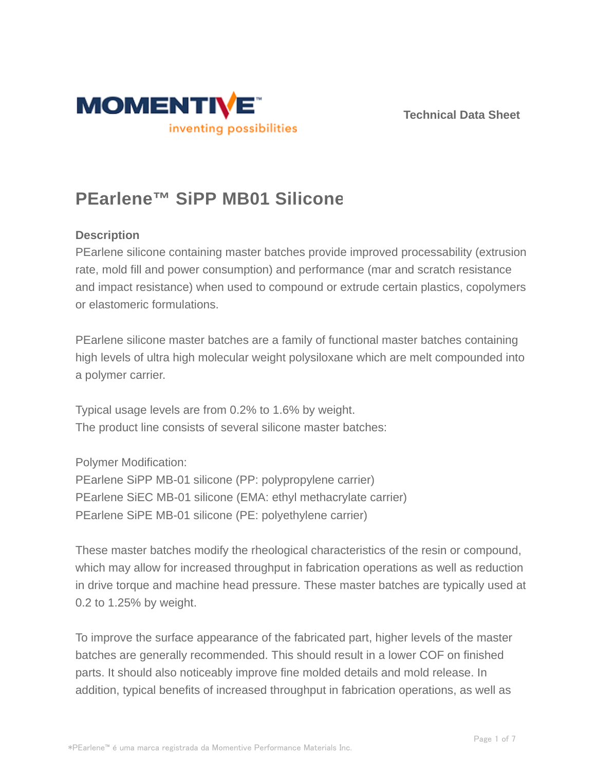Technical Data Sheet

# PEarlene™ SiPP MB01 Silicone

## Description

PEarlene silicone containing master batches provide improved processability (extrusion rate, mold fill and power consumption) and performance (mar and scratch resistance and impact resistance) when used to compound or extrude certain plastics, copolymers or elastomeric formulations.

PEarlene silicone master batches are a family of functional master batches containing high levels of ultra high molecular weight polysiloxane which are melt compounded into a polymer carrier.

Typical usage levels are from 0.2% to 1.6% by weight.
The product line consists of several silicone master batches:

Polymer Modification:
PEarlene SiPP MB-01 silicone (PP: polypropylene carrier)
PEarlene SiEC MB-01 silicone (EMA: ethyl methacrylate carrier)
PEarlene SiPE MB-01 silicone (PE: polyethylene carrier)

These master batches modify the rheological characteristics of the resin or compound, which may allow for increased throughput in fabrication operations as well as reduction in drive torque and machine head pressure. These master batches are typically used at 0.2 to 1.25% by weight.

To improve the surface appearance of the fabricated part, higher levels of the master batches are generally recommended. This should result in a lower COF on finished parts. It should also noticeably improve fine molded details and mold release. In addition, typical benefits of increased throughput in fabrication operations, as well as

*PEarlene™ é uma marca registrada da Momentive Performance Materials Inc.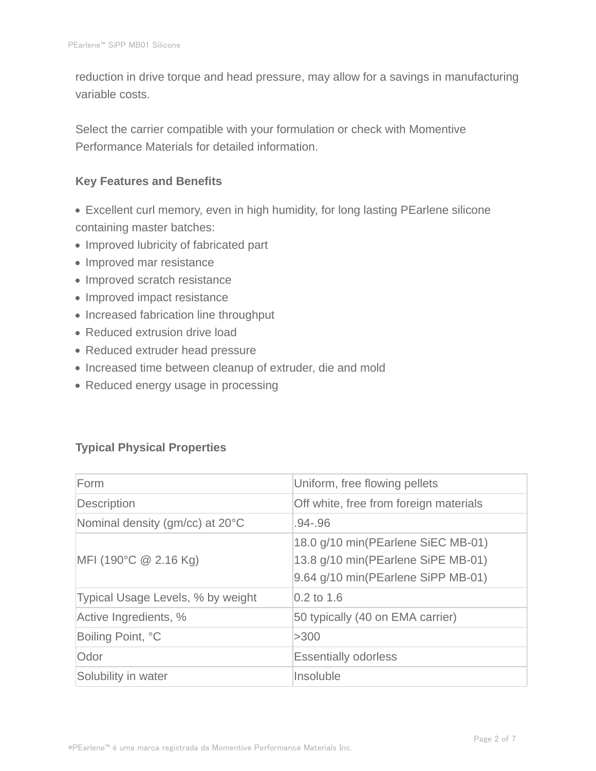reduction in drive torque and head pressure, may allow for a savings in manufacturing variable costs.

Select the carrier compatible with your formulation or check with Momentive Performance Materials for detailed information.

### Key Features and Benefits

- Excellent curl memory, even in high humidity, for long lasting PEarlene silicone containing master batches:
- Improved lubricity of fabricated part
- Improved mar resistance
- Improved scratch resistance
- Improved impact resistance
- Increased fabrication line throughput
- Reduced extrusion drive load
- Reduced extruder head pressure
- Increased time between cleanup of extruder, die and mold
- Reduced energy usage in processing

### Typical Physical Properties

| Form | Uniform, free flowing pellets |
|---|---|
| Description | Off white, free from foreign materials |
| Nominal density (gm/cc) at 20°C | .94-.96 |
| MFI (190°C @ 2.16 Kg) | 18.0 g/10 min(PEarlene SiEC MB-01)<br>13.8 g/10 min(PEarlene SiPE MB-01)<br>9.64 g/10 min(PEarlene SiPP MB-01) |
| Typical Usage Levels, % by weight | 0.2 to 1.6 |
| Active Ingredients, % | 50 typically (40 on EMA carrier) |
| Boiling Point, °C | >300 |
| Odor | Essentially odorless |
| Solubility in water | Insoluble |

*PEarlene™ é uma marca registrada da Momentive Performance Materials Inc.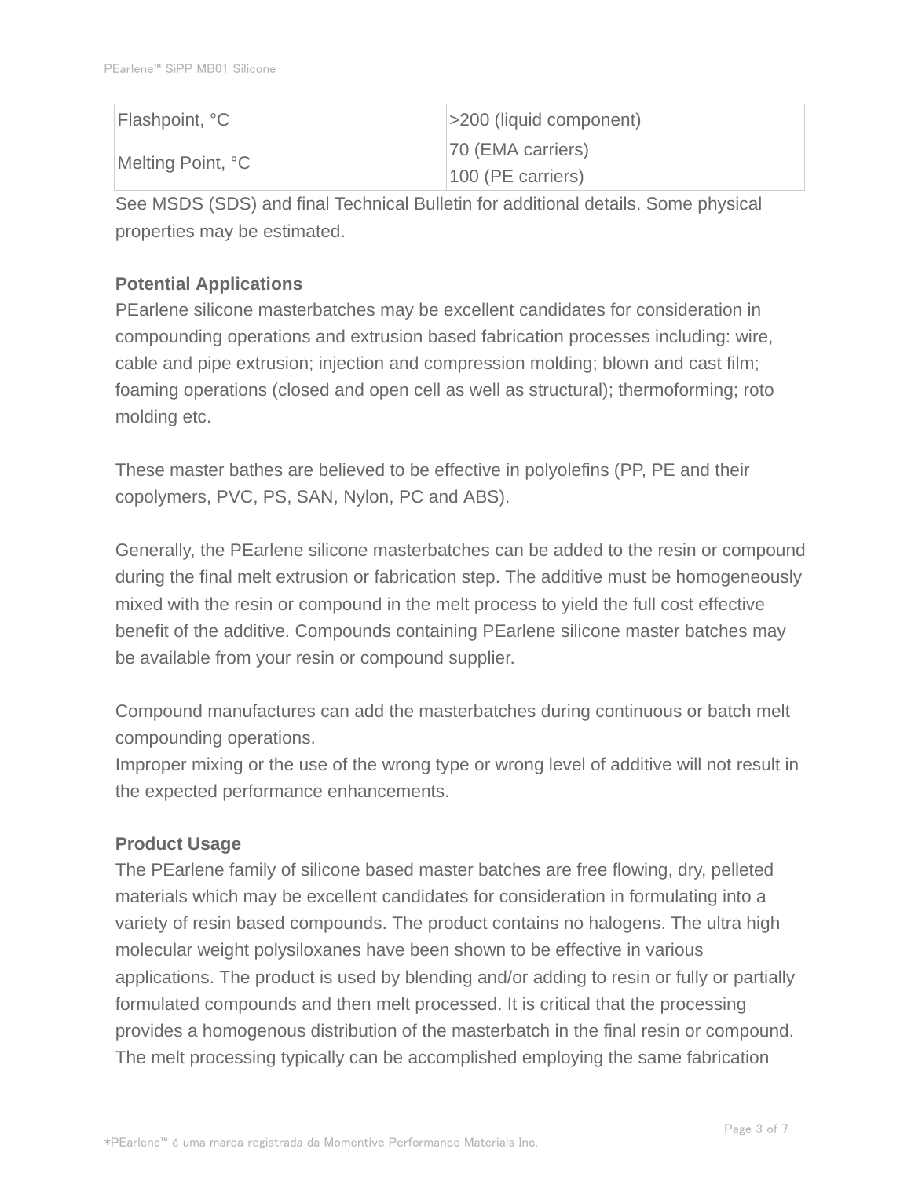| Flashpoint, °C | >200 (liquid component) |
|---|---|
| Melting Point, °C | 70 (EMA carriers)<br>100 (PE carriers) |

See MSDS (SDS) and final Technical Bulletin for additional details. Some physical properties may be estimated.

**Potential Applications**

PEarlene silicone masterbatches may be excellent candidates for consideration in compounding operations and extrusion based fabrication processes including: wire, cable and pipe extrusion; injection and compression molding; blown and cast film; foaming operations (closed and open cell as well as structural); thermoforming; roto molding etc.

These master bathes are believed to be effective in polyolefins (PP, PE and their copolymers, PVC, PS, SAN, Nylon, PC and ABS).

Generally, the PEarlene silicone masterbatches can be added to the resin or compound during the final melt extrusion or fabrication step. The additive must be homogeneously mixed with the resin or compound in the melt process to yield the full cost effective benefit of the additive. Compounds containing PEarlene silicone master batches may be available from your resin or compound supplier.

Compound manufactures can add the masterbatches during continuous or batch melt compounding operations.
Improper mixing or the use of the wrong type or wrong level of additive will not result in the expected performance enhancements.

**Product Usage**

The PEarlene family of silicone based master batches are free flowing, dry, pelleted materials which may be excellent candidates for consideration in formulating into a variety of resin based compounds. The product contains no halogens. The ultra high molecular weight polysiloxanes have been shown to be effective in various applications. The product is used by blending and/or adding to resin or fully or partially formulated compounds and then melt processed. It is critical that the processing provides a homogenous distribution of the masterbatch in the final resin or compound. The melt processing typically can be accomplished employing the same fabrication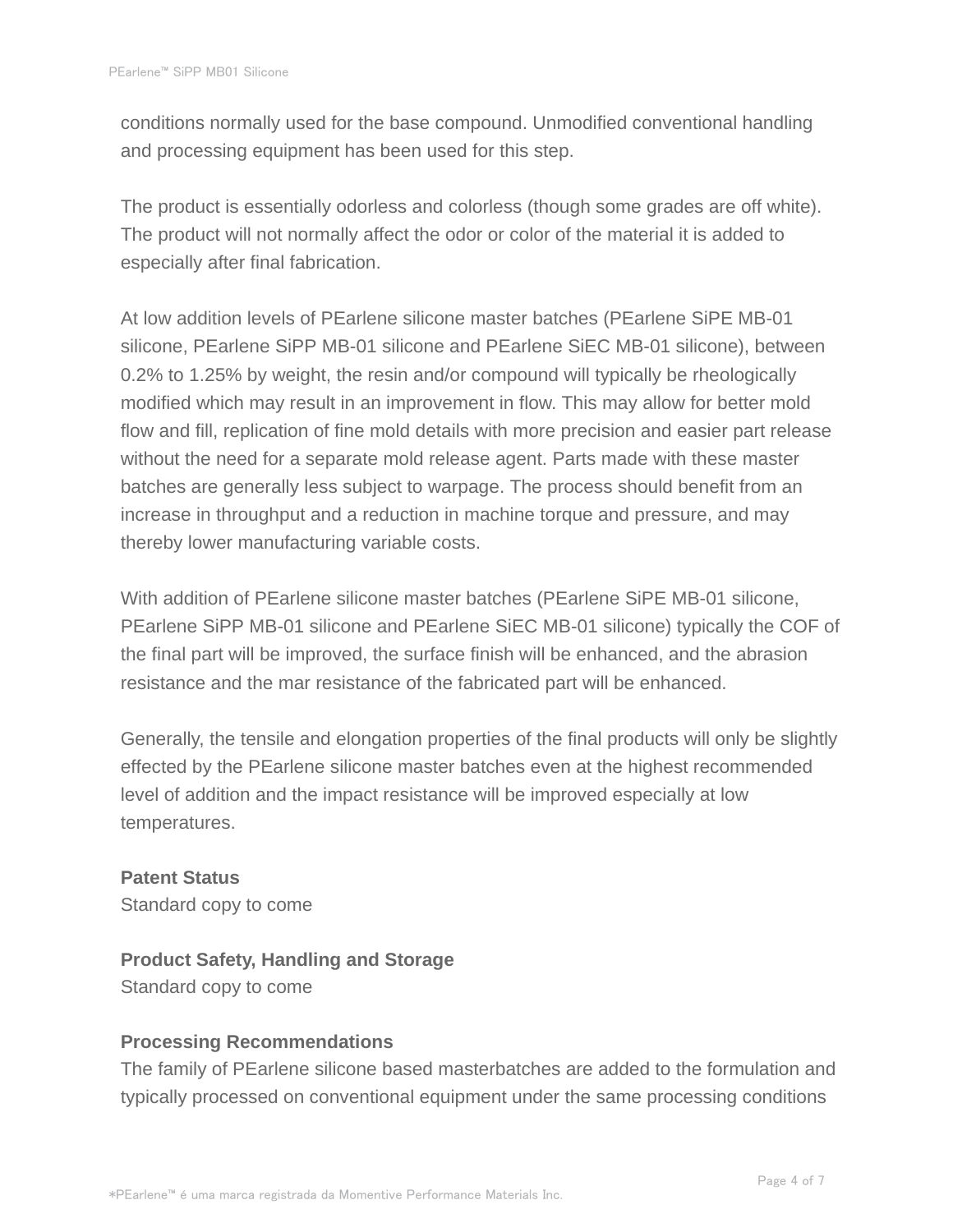conditions normally used for the base compound. Unmodified conventional handling and processing equipment has been used for this step.

The product is essentially odorless and colorless (though some grades are off white). The product will not normally affect the odor or color of the material it is added to especially after final fabrication.

At low addition levels of PEarlene silicone master batches (PEarlene SiPE MB-01 silicone, PEarlene SiPP MB-01 silicone and PEarlene SiEC MB-01 silicone), between 0.2% to 1.25% by weight, the resin and/or compound will typically be rheologically modified which may result in an improvement in flow. This may allow for better mold flow and fill, replication of fine mold details with more precision and easier part release without the need for a separate mold release agent. Parts made with these master batches are generally less subject to warpage. The process should benefit from an increase in throughput and a reduction in machine torque and pressure, and may thereby lower manufacturing variable costs.

With addition of PEarlene silicone master batches (PEarlene SiPE MB-01 silicone, PEarlene SiPP MB-01 silicone and PEarlene SiEC MB-01 silicone) typically the COF of the final part will be improved, the surface finish will be enhanced, and the abrasion resistance and the mar resistance of the fabricated part will be enhanced.

Generally, the tensile and elongation properties of the final products will only be slightly effected by the PEarlene silicone master batches even at the highest recommended level of addition and the impact resistance will be improved especially at low temperatures.

**Patent Status**
Standard copy to come

**Product Safety, Handling and Storage**
Standard copy to come

**Processing Recommendations**
The family of PEarlene silicone based masterbatches are added to the formulation and typically processed on conventional equipment under the same processing conditions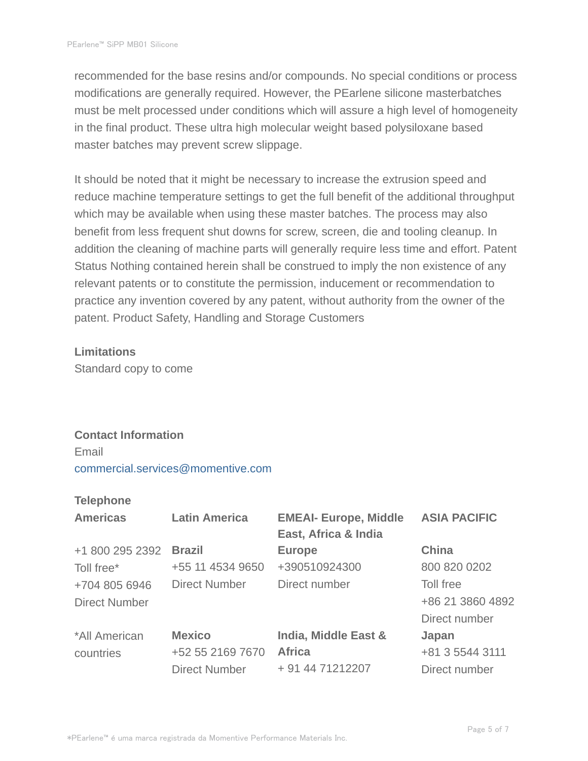recommended for the base resins and/or compounds. No special conditions or process modifications are generally required. However, the PEarlene silicone masterbatches must be melt processed under conditions which will assure a high level of homogeneity in the final product. These ultra high molecular weight based polysiloxane based master batches may prevent screw slippage.

It should be noted that it might be necessary to increase the extrusion speed and reduce machine temperature settings to get the full benefit of the additional throughput which may be available when using these master batches. The process may also benefit from less frequent shut downs for screw, screen, die and tooling cleanup. In addition the cleaning of machine parts will generally require less time and effort. Patent Status Nothing contained herein shall be construed to imply the non existence of any relevant patents or to constitute the permission, inducement or recommendation to practice any invention covered by any patent, without authority from the owner of the patent. Product Safety, Handling and Storage Customers

**Limitations**

Standard copy to come

**Contact Information**

Email

commercial.services@momentive.com

**Telephone**

| **Americas** | **Latin America** | **EMEAI- Europe, Middle East, Africa & India** | **ASIA PACIFIC** |
|---|---|---|---|
| +1 800 295 2392<br>Toll free*<br>+704 805 6946<br>Direct Number | **Brazil**<br>+55 11 4534 9650<br>Direct Number | **Europe**<br>+390510924300<br>Direct number | **China**<br>800 820 0202<br>Toll free<br>+86 21 3860 4892<br>Direct number |
| *All American countries | **Mexico**<br>+52 55 2169 7670<br>Direct Number | **India, Middle East & Africa**<br>+ 91 44 71212207 | **Japan**<br>+81 3 5544 3111<br>Direct number |

*PEarlene™ é uma marca registrada da Momentive Performance Materials Inc.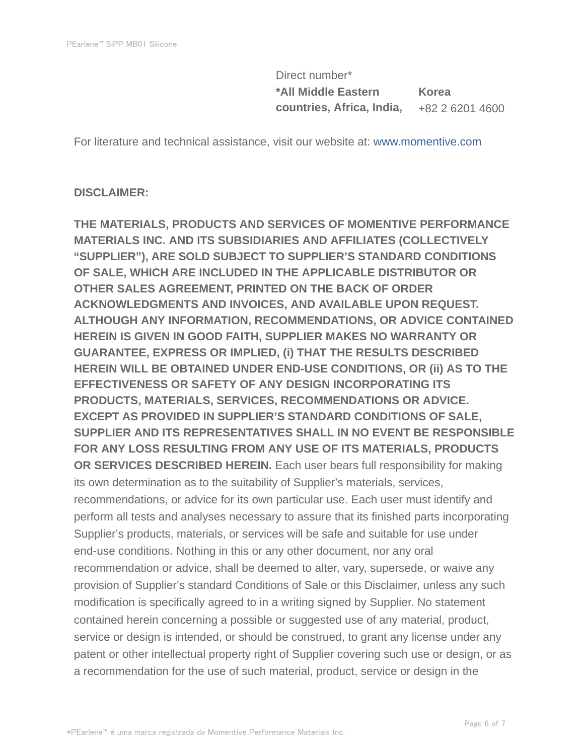Direct number*

| **\*All Middle Eastern countries, Africa, India,** | **Korea** |
|---|---|
| | +82 2 6201 4600 |

For literature and technical assistance, visit our website at: www.momentive.com

**DISCLAIMER:**

**THE MATERIALS, PRODUCTS AND SERVICES OF MOMENTIVE PERFORMANCE MATERIALS INC. AND ITS SUBSIDIARIES AND AFFILIATES (COLLECTIVELY "SUPPLIER"), ARE SOLD SUBJECT TO SUPPLIER'S STANDARD CONDITIONS OF SALE, WHICH ARE INCLUDED IN THE APPLICABLE DISTRIBUTOR OR OTHER SALES AGREEMENT, PRINTED ON THE BACK OF ORDER ACKNOWLEDGMENTS AND INVOICES, AND AVAILABLE UPON REQUEST. ALTHOUGH ANY INFORMATION, RECOMMENDATIONS, OR ADVICE CONTAINED HEREIN IS GIVEN IN GOOD FAITH, SUPPLIER MAKES NO WARRANTY OR GUARANTEE, EXPRESS OR IMPLIED, (i) THAT THE RESULTS DESCRIBED HEREIN WILL BE OBTAINED UNDER END-USE CONDITIONS, OR (ii) AS TO THE EFFECTIVENESS OR SAFETY OF ANY DESIGN INCORPORATING ITS PRODUCTS, MATERIALS, SERVICES, RECOMMENDATIONS OR ADVICE. EXCEPT AS PROVIDED IN SUPPLIER'S STANDARD CONDITIONS OF SALE, SUPPLIER AND ITS REPRESENTATIVES SHALL IN NO EVENT BE RESPONSIBLE FOR ANY LOSS RESULTING FROM ANY USE OF ITS MATERIALS, PRODUCTS OR SERVICES DESCRIBED HEREIN.** Each user bears full responsibility for making its own determination as to the suitability of Supplier's materials, services, recommendations, or advice for its own particular use. Each user must identify and perform all tests and analyses necessary to assure that its finished parts incorporating Supplier's products, materials, or services will be safe and suitable for use under end-use conditions. Nothing in this or any other document, nor any oral recommendation or advice, shall be deemed to alter, vary, supersede, or waive any provision of Supplier's standard Conditions of Sale or this Disclaimer, unless any such modification is specifically agreed to in a writing signed by Supplier. No statement contained herein concerning a possible or suggested use of any material, product, service or design is intended, or should be construed, to grant any license under any patent or other intellectual property right of Supplier covering such use or design, or as a recommendation for the use of such material, product, service or design in the

*PEarlene™ é uma marca registrada da Momentive Performance Materials Inc.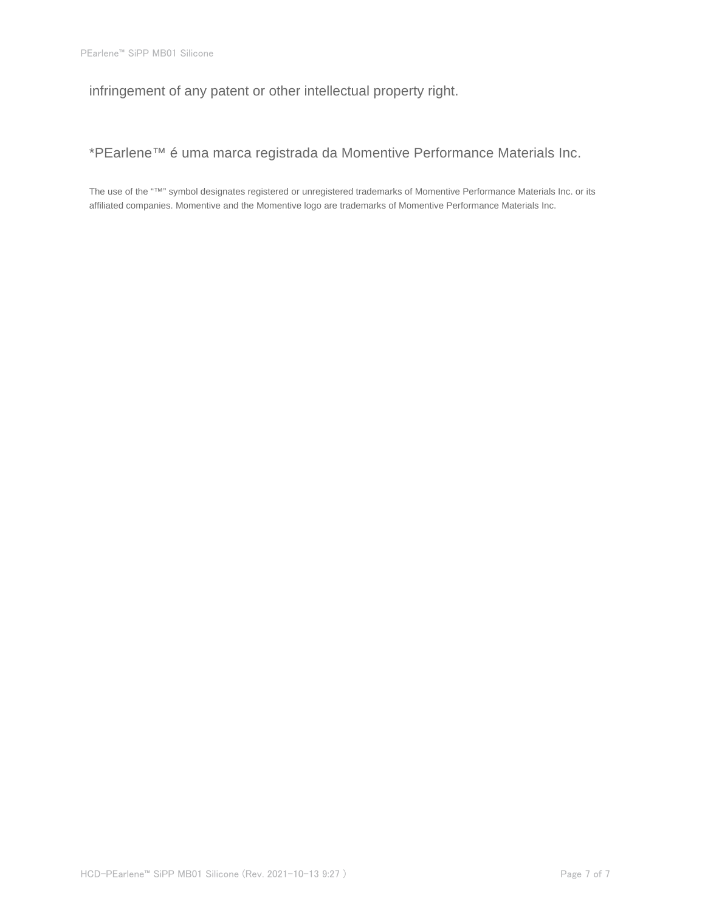infringement of any patent or other intellectual property right.

*PEarlene™ é uma marca registrada da Momentive Performance Materials Inc.

The use of the "™" symbol designates registered or unregistered trademarks of Momentive Performance Materials Inc. or its affiliated companies. Momentive and the Momentive logo are trademarks of Momentive Performance Materials Inc.